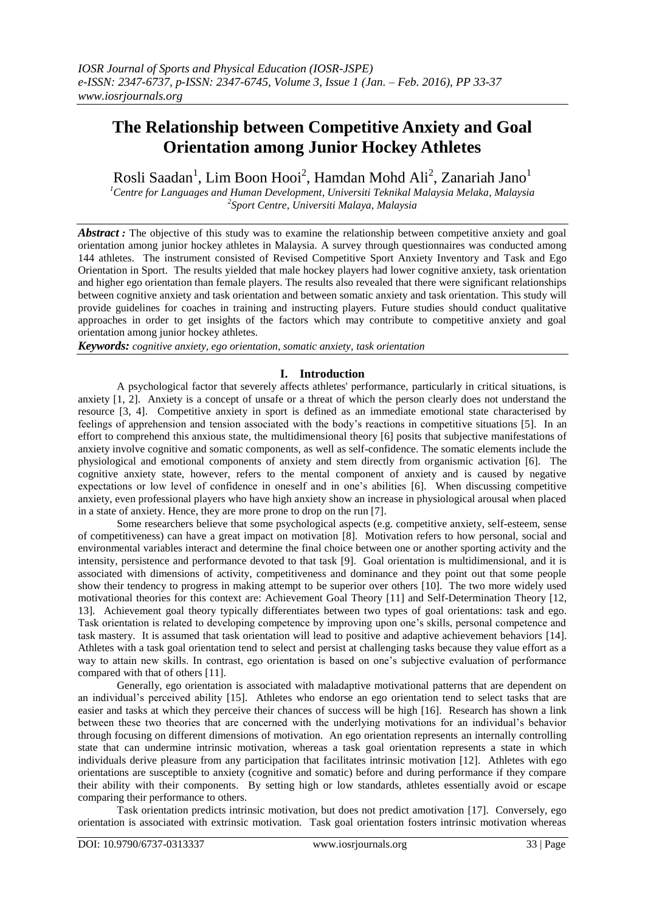# The Relationship between Competitive Anxiety and Goal Orientation among Junior Hockey Athletes

Rosli Saadan[1], Lim Boon Hooi[2], Hamdan Mohd Ali[2], Zanariah Jano[1]

[1]Centre for Languages and Human Development, Universiti Teknikal Malaysia Melaka, Malaysia
[2]Sport Centre, Universiti Malaya, Malaysia

***Abstract :*** The objective of this study was to examine the relationship between competitive anxiety and goal orientation among junior hockey athletes in Malaysia. A survey through questionnaires was conducted among 144 athletes. The instrument consisted of Revised Competitive Sport Anxiety Inventory and Task and Ego Orientation in Sport. The results yielded that male hockey players had lower cognitive anxiety, task orientation and higher ego orientation than female players. The results also revealed that there were significant relationships between cognitive anxiety and task orientation and between somatic anxiety and task orientation. This study will provide guidelines for coaches in training and instructing players. Future studies should conduct qualitative approaches in order to get insights of the factors which may contribute to competitive anxiety and goal orientation among junior hockey athletes.

***Keywords:*** *cognitive anxiety, ego orientation, somatic anxiety, task orientation*

## I. Introduction

A psychological factor that severely affects athletes' performance, particularly in critical situations, is anxiety [1, 2]. Anxiety is a concept of unsafe or a threat of which the person clearly does not understand the resource [3, 4]. Competitive anxiety in sport is defined as an immediate emotional state characterised by feelings of apprehension and tension associated with the body's reactions in competitive situations [5]. In an effort to comprehend this anxious state, the multidimensional theory [6] posits that subjective manifestations of anxiety involve cognitive and somatic components, as well as self-confidence. The somatic elements include the physiological and emotional components of anxiety and stem directly from organismic activation [6]. The cognitive anxiety state, however, refers to the mental component of anxiety and is caused by negative expectations or low level of confidence in oneself and in one's abilities [6]. When discussing competitive anxiety, even professional players who have high anxiety show an increase in physiological arousal when placed in a state of anxiety. Hence, they are more prone to drop on the run [7].

Some researchers believe that some psychological aspects (e.g. competitive anxiety, self-esteem, sense of competitiveness) can have a great impact on motivation [8]. Motivation refers to how personal, social and environmental variables interact and determine the final choice between one or another sporting activity and the intensity, persistence and performance devoted to that task [9]. Goal orientation is multidimensional, and it is associated with dimensions of activity, competitiveness and dominance and they point out that some people show their tendency to progress in making attempt to be superior over others [10]. The two more widely used motivational theories for this context are: Achievement Goal Theory [11] and Self-Determination Theory [12, 13]. Achievement goal theory typically differentiates between two types of goal orientations: task and ego. Task orientation is related to developing competence by improving upon one's skills, personal competence and task mastery. It is assumed that task orientation will lead to positive and adaptive achievement behaviors [14]. Athletes with a task goal orientation tend to select and persist at challenging tasks because they value effort as a way to attain new skills. In contrast, ego orientation is based on one's subjective evaluation of performance compared with that of others [11].

Generally, ego orientation is associated with maladaptive motivational patterns that are dependent on an individual's perceived ability [15]. Athletes who endorse an ego orientation tend to select tasks that are easier and tasks at which they perceive their chances of success will be high [16]. Research has shown a link between these two theories that are concerned with the underlying motivations for an individual's behavior through focusing on different dimensions of motivation. An ego orientation represents an internally controlling state that can undermine intrinsic motivation, whereas a task goal orientation represents a state in which individuals derive pleasure from any participation that facilitates intrinsic motivation [12]. Athletes with ego orientations are susceptible to anxiety (cognitive and somatic) before and during performance if they compare their ability with their components. By setting high or low standards, athletes essentially avoid or escape comparing their performance to others.

Task orientation predicts intrinsic motivation, but does not predict amotivation [17]. Conversely, ego orientation is associated with extrinsic motivation. Task goal orientation fosters intrinsic motivation whereas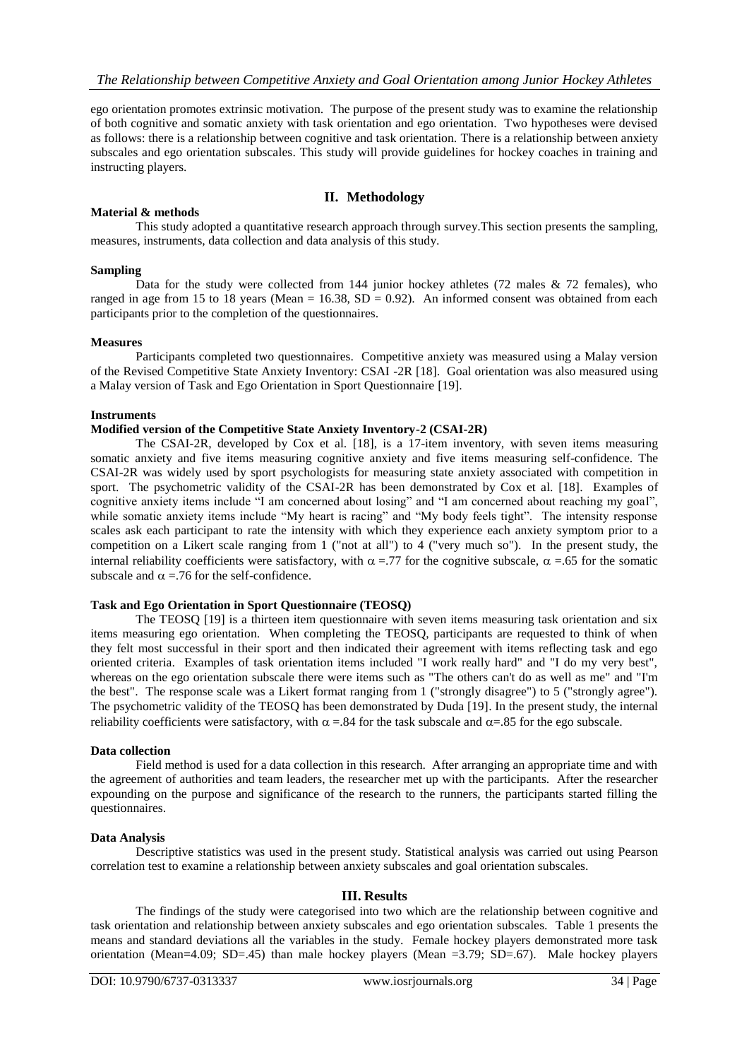ego orientation promotes extrinsic motivation. The purpose of the present study was to examine the relationship of both cognitive and somatic anxiety with task orientation and ego orientation. Two hypotheses were devised as follows: there is a relationship between cognitive and task orientation. There is a relationship between anxiety subscales and ego orientation subscales. This study will provide guidelines for hockey coaches in training and instructing players.

## II. Methodology

**Material & methods**

This study adopted a quantitative research approach through survey.This section presents the sampling, measures, instruments, data collection and data analysis of this study.

**Sampling**

Data for the study were collected from 144 junior hockey athletes (72 males & 72 females), who ranged in age from 15 to 18 years (Mean = 16.38, SD = 0.92). An informed consent was obtained from each participants prior to the completion of the questionnaires.

**Measures**

Participants completed two questionnaires. Competitive anxiety was measured using a Malay version of the Revised Competitive State Anxiety Inventory: CSAI -2R [18]. Goal orientation was also measured using a Malay version of Task and Ego Orientation in Sport Questionnaire [19].

**Instruments**

**Modified version of the Competitive State Anxiety Inventory-2 (CSAI-2R)**

The CSAI-2R, developed by Cox et al. [18], is a 17-item inventory, with seven items measuring somatic anxiety and five items measuring cognitive anxiety and five items measuring self-confidence. The CSAI-2R was widely used by sport psychologists for measuring state anxiety associated with competition in sport. The psychometric validity of the CSAI-2R has been demonstrated by Cox et al. [18]. Examples of cognitive anxiety items include "I am concerned about losing" and "I am concerned about reaching my goal", while somatic anxiety items include "My heart is racing" and "My body feels tight". The intensity response scales ask each participant to rate the intensity with which they experience each anxiety symptom prior to a competition on a Likert scale ranging from 1 ("not at all") to 4 ("very much so"). In the present study, the internal reliability coefficients were satisfactory, with $\alpha$ =.77 for the cognitive subscale, $\alpha$ =.65 for the somatic subscale and $\alpha$ =.76 for the self-confidence.

**Task and Ego Orientation in Sport Questionnaire (TEOSQ)**

The TEOSQ [19] is a thirteen item questionnaire with seven items measuring task orientation and six items measuring ego orientation. When completing the TEOSQ, participants are requested to think of when they felt most successful in their sport and then indicated their agreement with items reflecting task and ego oriented criteria. Examples of task orientation items included "I work really hard" and "I do my very best", whereas on the ego orientation subscale there were items such as "The others can't do as well as me" and "I'm the best". The response scale was a Likert format ranging from 1 ("strongly disagree") to 5 ("strongly agree"). The psychometric validity of the TEOSQ has been demonstrated by Duda [19]. In the present study, the internal reliability coefficients were satisfactory, with $\alpha$ =.84 for the task subscale and $\alpha$=.85 for the ego subscale.

**Data collection**

Field method is used for a data collection in this research. After arranging an appropriate time and with the agreement of authorities and team leaders, the researcher met up with the participants. After the researcher expounding on the purpose and significance of the research to the runners, the participants started filling the questionnaires.

**Data Analysis**

Descriptive statistics was used in the present study. Statistical analysis was carried out using Pearson correlation test to examine a relationship between anxiety subscales and goal orientation subscales.

## III. Results

The findings of the study were categorised into two which are the relationship between cognitive and task orientation and relationship between anxiety subscales and ego orientation subscales. Table 1 presents the means and standard deviations all the variables in the study. Female hockey players demonstrated more task orientation (Mean=4.09; SD=.45) than male hockey players (Mean =3.79; SD=.67). Male hockey players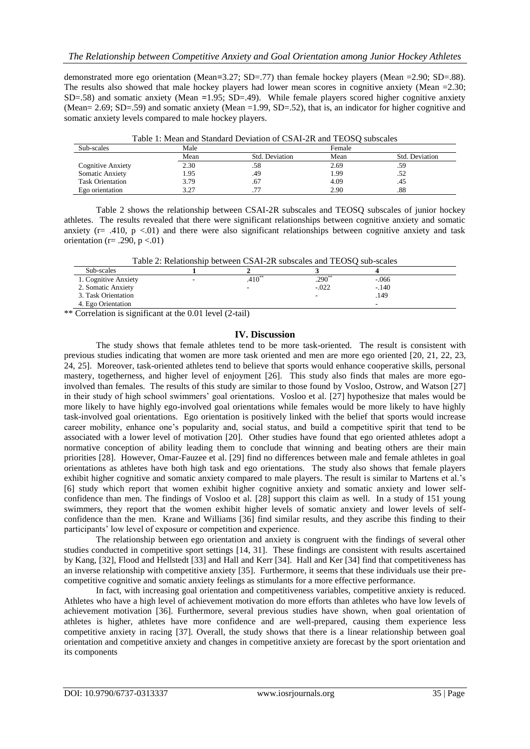demonstrated more ego orientation (Mean=3.27; SD=.77) than female hockey players (Mean =2.90; SD=.88). The results also showed that male hockey players had lower mean scores in cognitive anxiety (Mean =2.30; SD=.58) and somatic anxiety (Mean =1.95; SD=.49). While female players scored higher cognitive anxiety (Mean= 2.69; SD=.59) and somatic anxiety (Mean =1.99, SD=.52), that is, an indicator for higher cognitive and somatic anxiety levels compared to male hockey players.

Table 1: Mean and Standard Deviation of CSAI-2R and TEOSQ subscales

| Sub-scales | Male | | Female | |
|---|---|---|---|---|
| | Mean | Std. Deviation | Mean | Std. Deviation |
| Cognitive Anxiety | 2.30 | .58 | 2.69 | .59 |
| Somatic Anxiety | 1.95 | .49 | 1.99 | .52 |
| Task Orientation | 3.79 | .67 | 4.09 | .45 |
| Ego orientation | 3.27 | .77 | 2.90 | .88 |

Table 2 shows the relationship between CSAI-2R subscales and TEOSQ subscales of junior hockey athletes. The results revealed that there were significant relationships between cognitive anxiety and somatic anxiety ($r= .410$, $p <.01$) and there were also significant relationships between cognitive anxiety and task orientation ($r= .290$, $p <.01$)

Table 2: Relationship between CSAI-2R subscales and TEOSQ sub-scales

| Sub-scales | 1 | 2 | 3 | 4 |
|---|---|---|---|---|
| 1. Cognitive Anxiety | - | .410** | .290** | -.066 |
| 2. Somatic Anxiety | | - | -.022 | -.140 |
| 3. Task Orientation | | | - | .149 |
| 4. Ego Orientation | | | | - |

** Correlation is significant at the 0.01 level (2-tail)

## IV. Discussion

The study shows that female athletes tend to be more task-oriented. The result is consistent with previous studies indicating that women are more task oriented and men are more ego oriented [20, 21, 22, 23, 24, 25]. Moreover, task-oriented athletes tend to believe that sports would enhance cooperative skills, personal mastery, togetherness, and higher level of enjoyment [26]. This study also finds that males are more ego-involved than females. The results of this study are similar to those found by Vosloo, Ostrow, and Watson [27] in their study of high school swimmers' goal orientations. Vosloo et al. [27] hypothesize that males would be more likely to have highly ego-involved goal orientations while females would be more likely to have highly task-involved goal orientations. Ego orientation is positively linked with the belief that sports would increase career mobility, enhance one's popularity and, social status, and build a competitive spirit that tend to be associated with a lower level of motivation [20]. Other studies have found that ego oriented athletes adopt a normative conception of ability leading them to conclude that winning and beating others are their main priorities [28]. However, Omar-Fauzee et al. [29] find no differences between male and female athletes in goal orientations as athletes have both high task and ego orientations. The study also shows that female players exhibit higher cognitive and somatic anxiety compared to male players. The result is similar to Martens et al.'s [6] study which report that women exhibit higher cognitive anxiety and somatic anxiety and lower self-confidence than men. The findings of Vosloo et al. [28] support this claim as well. In a study of 151 young swimmers, they report that the women exhibit higher levels of somatic anxiety and lower levels of self-confidence than the men. Krane and Williams [36] find similar results, and they ascribe this finding to their participants' low level of exposure or competition and experience.

The relationship between ego orientation and anxiety is congruent with the findings of several other studies conducted in competitive sport settings [14, 31]. These findings are consistent with results ascertained by Kang, [32], Flood and Hellstedt [33] and Hall and Kerr [34]. Hall and Ker [34] find that competitiveness has an inverse relationship with competitive anxiety [35]. Furthermore, it seems that these individuals use their pre-competitive cognitive and somatic anxiety feelings as stimulants for a more effective performance.

In fact, with increasing goal orientation and competitiveness variables, competitive anxiety is reduced. Athletes who have a high level of achievement motivation do more efforts than athletes who have low levels of achievement motivation [36]. Furthermore, several previous studies have shown, when goal orientation of athletes is higher, athletes have more confidence and are well-prepared, causing them experience less competitive anxiety in racing [37]. Overall, the study shows that there is a linear relationship between goal orientation and competitive anxiety and changes in competitive anxiety are forecast by the sport orientation and its components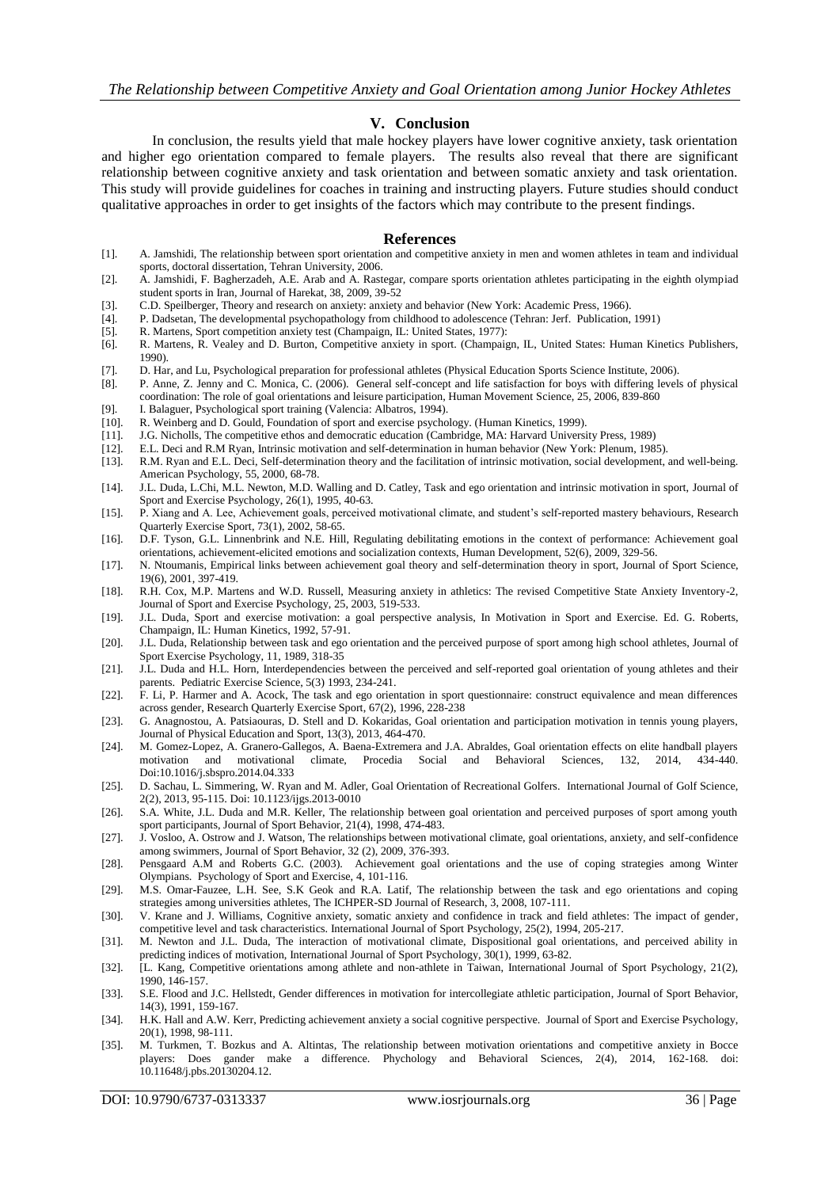## V. Conclusion

In conclusion, the results yield that male hockey players have lower cognitive anxiety, task orientation and higher ego orientation compared to female players. The results also reveal that there are significant relationship between cognitive anxiety and task orientation and between somatic anxiety and task orientation. This study will provide guidelines for coaches in training and instructing players. Future studies should conduct qualitative approaches in order to get insights of the factors which may contribute to the present findings.

## References

[1]. A. Jamshidi, The relationship between sport orientation and competitive anxiety in men and women athletes in team and individual sports, doctoral dissertation, Tehran University, 2006.

[2]. A. Jamshidi, F. Bagherzadeh, A.E. Arab and A. Rastegar, compare sports orientation athletes participating in the eighth olympiad student sports in Iran, Journal of Harekat, 38, 2009, 39-52

[3]. C.D. Speilberger, Theory and research on anxiety: anxiety and behavior (New York: Academic Press, 1966).

[4]. P. Dadsetan, The developmental psychopathology from childhood to adolescence (Tehran: Jerf. Publication, 1991)

[5]. R. Martens, Sport competition anxiety test (Champaign, IL: United States, 1977):

[6]. R. Martens, R. Vealey and D. Burton, Competitive anxiety in sport. (Champaign, IL, United States: Human Kinetics Publishers, 1990).

[7]. D. Har, and Lu, Psychological preparation for professional athletes (Physical Education Sports Science Institute, 2006).

[8]. P. Anne, Z. Jenny and C. Monica, C. (2006). General self-concept and life satisfaction for boys with differing levels of physical coordination: The role of goal orientations and leisure participation, Human Movement Science, 25, 2006, 839-860

[9]. I. Balaguer, Psychological sport training (Valencia: Albatros, 1994).

[10]. R. Weinberg and D. Gould, Foundation of sport and exercise psychology. (Human Kinetics, 1999).

[11]. J.G. Nicholls, The competitive ethos and democratic education (Cambridge, MA: Harvard University Press, 1989)

[12]. E.L. Deci and R.M Ryan, Intrinsic motivation and self-determination in human behavior (New York: Plenum, 1985).

[13]. R.M. Ryan and E.L. Deci, Self-determination theory and the facilitation of intrinsic motivation, social development, and well-being. American Psychology, 55, 2000, 68-78.

[14]. J.L. Duda, L.Chi, M.L. Newton, M.D. Walling and D. Catley, Task and ego orientation and intrinsic motivation in sport, Journal of Sport and Exercise Psychology, 26(1), 1995, 40-63.

[15]. P. Xiang and A. Lee, Achievement goals, perceived motivational climate, and student's self-reported mastery behaviours, Research Quarterly Exercise Sport, 73(1), 2002, 58-65.

[16]. D.F. Tyson, G.L. Linnenbrink and N.E. Hill, Regulating debilitating emotions in the context of performance: Achievement goal orientations, achievement-elicited emotions and socialization contexts, Human Development, 52(6), 2009, 329-56.

[17]. N. Ntoumanis, Empirical links between achievement goal theory and self-determination theory in sport, Journal of Sport Science, 19(6), 2001, 397-419.

[18]. R.H. Cox, M.P. Martens and W.D. Russell, Measuring anxiety in athletics: The revised Competitive State Anxiety Inventory-2, Journal of Sport and Exercise Psychology, 25, 2003, 519-533.

[19]. J.L. Duda, Sport and exercise motivation: a goal perspective analysis, In Motivation in Sport and Exercise. Ed. G. Roberts, Champaign, IL: Human Kinetics, 1992, 57-91.

[20]. J.L. Duda, Relationship between task and ego orientation and the perceived purpose of sport among high school athletes, Journal of Sport Exercise Psychology, 11, 1989, 318-35

[21]. J.L. Duda and H.L. Horn, Interdependencies between the perceived and self-reported goal orientation of young athletes and their parents. Pediatric Exercise Science, 5(3) 1993, 234-241.

[22]. F. Li, P. Harmer and A. Acock, The task and ego orientation in sport questionnaire: construct equivalence and mean differences across gender, Research Quarterly Exercise Sport, 67(2), 1996, 228-238

[23]. G. Anagnostou, A. Patsiaouras, D. Stell and D. Kokaridas, Goal orientation and participation motivation in tennis young players, Journal of Physical Education and Sport, 13(3), 2013, 464-470.

[24]. M. Gomez-Lopez, A. Granero-Gallegos, A. Baena-Extremera and J.A. Abraldes, Goal orientation effects on elite handball players motivation and motivational climate, Procedia Social and Behavioral Sciences, 132, 2014, 434-440. Doi:10.1016/j.sbspro.2014.04.333

[25]. D. Sachau, L. Simmering, W. Ryan and M. Adler, Goal Orientation of Recreational Golfers. International Journal of Golf Science, 2(2), 2013, 95-115. Doi: 10.1123/ijgs.2013-0010

[26]. S.A. White, J.L. Duda and M.R. Keller, The relationship between goal orientation and perceived purposes of sport among youth sport participants, Journal of Sport Behavior, 21(4), 1998, 474-483.

[27]. J. Vosloo, A. Ostrow and J. Watson, The relationships between motivational climate, goal orientations, anxiety, and self-confidence among swimmers, Journal of Sport Behavior, 32 (2), 2009, 376-393.

[28]. Pensgaard A.M and Roberts G.C. (2003). Achievement goal orientations and the use of coping strategies among Winter Olympians. Psychology of Sport and Exercise, 4, 101-116.

[29]. M.S. Omar-Fauzee, L.H. See, S.K Geok and R.A. Latif, The relationship between the task and ego orientations and coping strategies among universities athletes, The ICHPER-SD Journal of Research, 3, 2008, 107-111.

[30]. V. Krane and J. Williams, Cognitive anxiety, somatic anxiety and confidence in track and field athletes: The impact of gender, competitive level and task characteristics. International Journal of Sport Psychology, 25(2), 1994, 205-217.

[31]. M. Newton and J.L. Duda, The interaction of motivational climate, Dispositional goal orientations, and perceived ability in predicting indices of motivation, International Journal of Sport Psychology, 30(1), 1999, 63-82.

[32]. [L. Kang, Competitive orientations among athlete and non-athlete in Taiwan, International Journal of Sport Psychology, 21(2), 1990, 146-157.

[33]. S.E. Flood and J.C. Hellstedt, Gender differences in motivation for intercollegiate athletic participation, Journal of Sport Behavior, 14(3), 1991, 159-167.

[34]. H.K. Hall and A.W. Kerr, Predicting achievement anxiety a social cognitive perspective. Journal of Sport and Exercise Psychology, 20(1), 1998, 98-111.

[35]. M. Turkmen, T. Bozkus and A. Altintas, The relationship between motivation orientations and competitive anxiety in Bocce players: Does gander make a difference. Phychology and Behavioral Sciences, 2(4), 2014, 162-168. doi: 10.11648/j.pbs.20130204.12.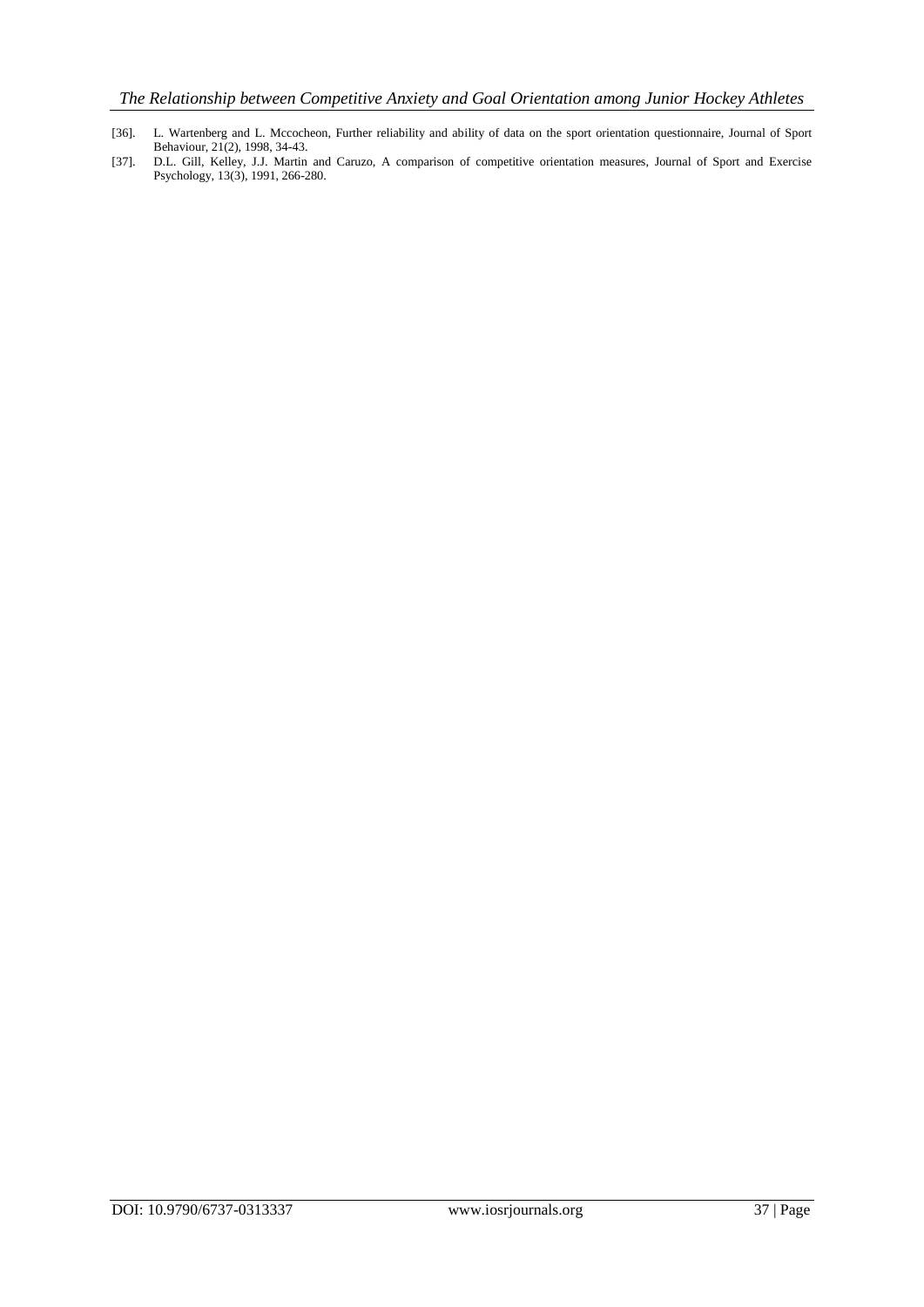[36]. L. Wartenberg and L. Mccocheon, Further reliability and ability of data on the sport orientation questionnaire, Journal of Sport Behaviour, 21(2), 1998, 34-43.

[37]. D.L. Gill, Kelley, J.J. Martin and Caruzo, A comparison of competitive orientation measures, Journal of Sport and Exercise Psychology, 13(3), 1991, 266-280.